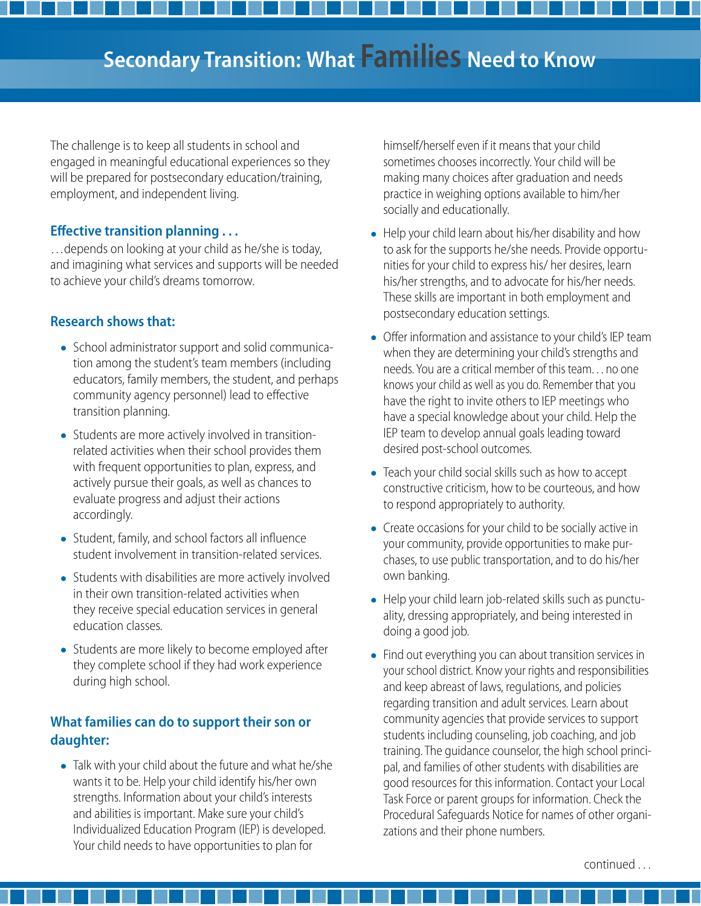# Secondary Transition: What Families Need to Know

The challenge is to keep all students in school and engaged in meaningful educational experiences so they will be prepared for postsecondary education/training, employment, and independent living.

### Effective transition planning . . .

. . .depends on looking at your child as he/she is today, and imagining what services and supports will be needed to achieve your child's dreams tomorrow.

### Research shows that:

- School administrator support and solid communication among the student's team members (including educators, family members, the student, and perhaps community agency personnel) lead to effective transition planning.
- Students are more actively involved in transition-related activities when their school provides them with frequent opportunities to plan, express, and actively pursue their goals, as well as chances to evaluate progress and adjust their actions accordingly.
- Student, family, and school factors all influence student involvement in transition-related services.
- Students with disabilities are more actively involved in their own transition-related activities when they receive special education services in general education classes.
- Students are more likely to become employed after they complete school if they had work experience during high school.

### What families can do to support their son or daughter:

- Talk with your child about the future and what he/she wants it to be. Help your child identify his/her own strengths. Information about your child's interests and abilities is important. Make sure your child's Individualized Education Program (IEP) is developed. Your child needs to have opportunities to plan for himself/herself even if it means that your child sometimes chooses incorrectly. Your child will be making many choices after graduation and needs practice in weighing options available to him/her socially and educationally.
- Help your child learn about his/her disability and how to ask for the supports he/she needs. Provide opportunities for your child to express his/ her desires, learn his/her strengths, and to advocate for his/her needs. These skills are important in both employment and postsecondary education settings.
- Offer information and assistance to your child's IEP team when they are determining your child's strengths and needs. You are a critical member of this team. . . no one knows your child as well as you do. Remember that you have the right to invite others to IEP meetings who have a special knowledge about your child. Help the IEP team to develop annual goals leading toward desired post-school outcomes.
- Teach your child social skills such as how to accept constructive criticism, how to be courteous, and how to respond appropriately to authority.
- Create occasions for your child to be socially active in your community, provide opportunities to make purchases, to use public transportation, and to do his/her own banking.
- Help your child learn job-related skills such as punctuality, dressing appropriately, and being interested in doing a good job.
- Find out everything you can about transition services in your school district. Know your rights and responsibilities and keep abreast of laws, regulations, and policies regarding transition and adult services. Learn about community agencies that provide services to support students including counseling, job coaching, and job training. The guidance counselor, the high school principal, and families of other students with disabilities are good resources for this information. Contact your Local Task Force or parent groups for information. Check the Procedural Safeguards Notice for names of other organizations and their phone numbers.

continued . . .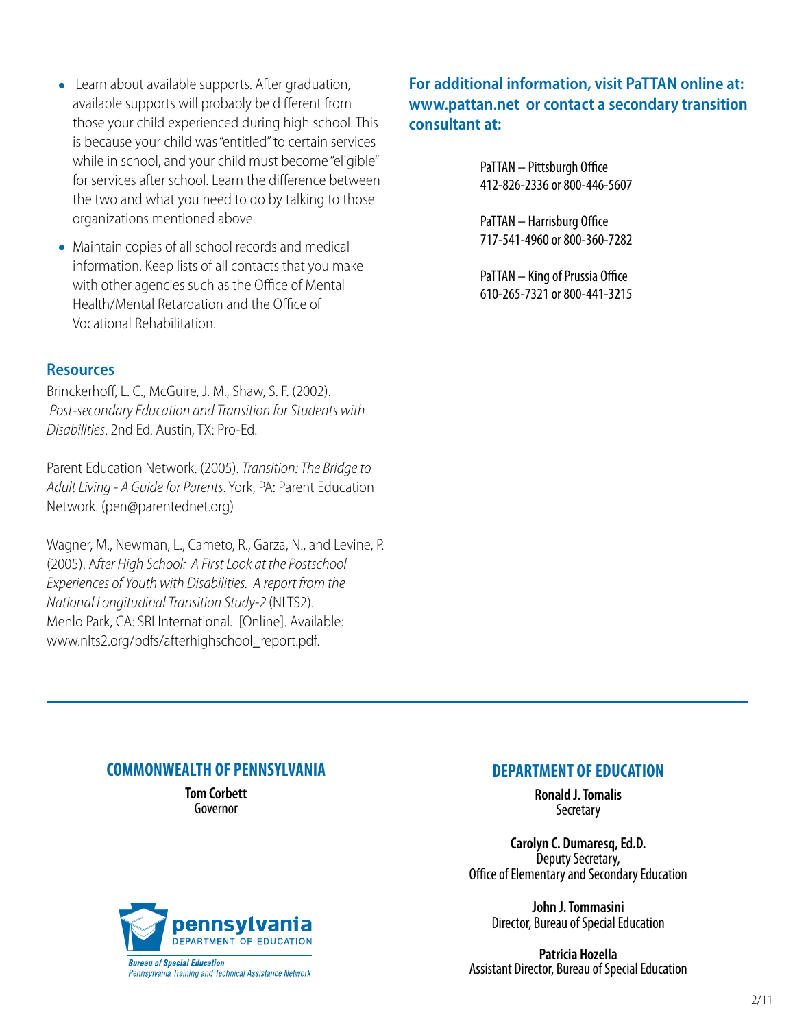- Learn about available supports. After graduation, available supports will probably be different from those your child experienced during high school. This is because your child was "entitled" to certain services while in school, and your child must become "eligible" for services after school. Learn the difference between the two and what you need to do by talking to those organizations mentioned above.
- Maintain copies of all school records and medical information. Keep lists of all contacts that you make with other agencies such as the Office of Mental Health/Mental Retardation and the Office of Vocational Rehabilitation.

## Resources

Brinckerhoff, L. C., McGuire, J. M., Shaw, S. F. (2002). *Post-secondary Education and Transition for Students with Disabilities*. 2nd Ed. Austin, TX: Pro-Ed.

Parent Education Network. (2005). *Transition: The Bridge to Adult Living - A Guide for Parents*. York, PA: Parent Education Network. (pen@parentednet.org)

Wagner, M., Newman, L., Cameto, R., Garza, N., and Levine, P. (2005). *After High School: A First Look at the Postschool Experiences of Youth with Disabilities. A report from the National Longitudinal Transition Study-2* (NLTS2). Menlo Park, CA: SRI International. [Online]. Available: www.nlts2.org/pdfs/afterhighschool_report.pdf.

**For additional information, visit PaTTAN online at: www.pattan.net or contact a secondary transition consultant at:**

PaTTAN – Pittsburgh Office
412-826-2336 or 800-446-5607

PaTTAN – Harrisburg Office
717-541-4960 or 800-360-7282

PaTTAN – King of Prussia Office
610-265-7321 or 800-441-3215

---

**COMMONWEALTH OF PENNSYLVANIA**

**Tom Corbett**
Governor

pennsylvania
DEPARTMENT OF EDUCATION
*Bureau of Special Education*
*Pennsylvania Training and Technical Assistance Network*

**DEPARTMENT OF EDUCATION**

**Ronald J. Tomalis**
Secretary

**Carolyn C. Dumaresq, Ed.D.**
Deputy Secretary,
Office of Elementary and Secondary Education

**John J. Tommasini**
Director, Bureau of Special Education

**Patricia Hozella**
Assistant Director, Bureau of Special Education

2/11